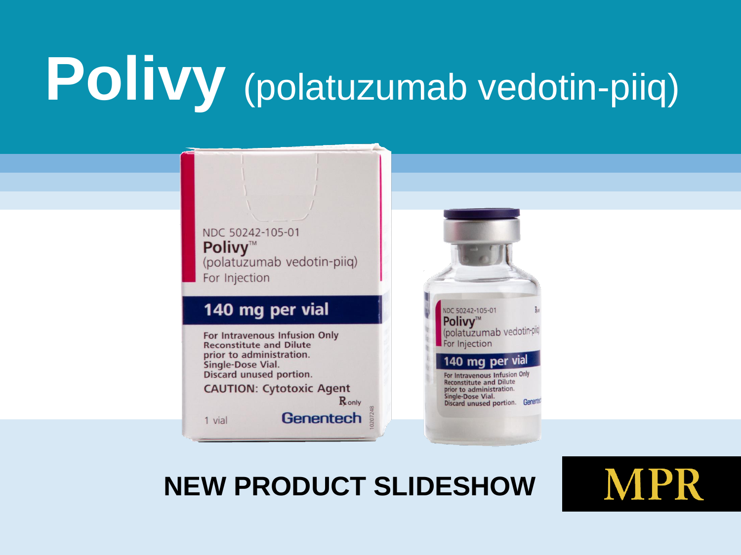# Polivy (polatuzumab vedotin-piiq)

**NEW PRODUCT SLIDESHOW**

MPR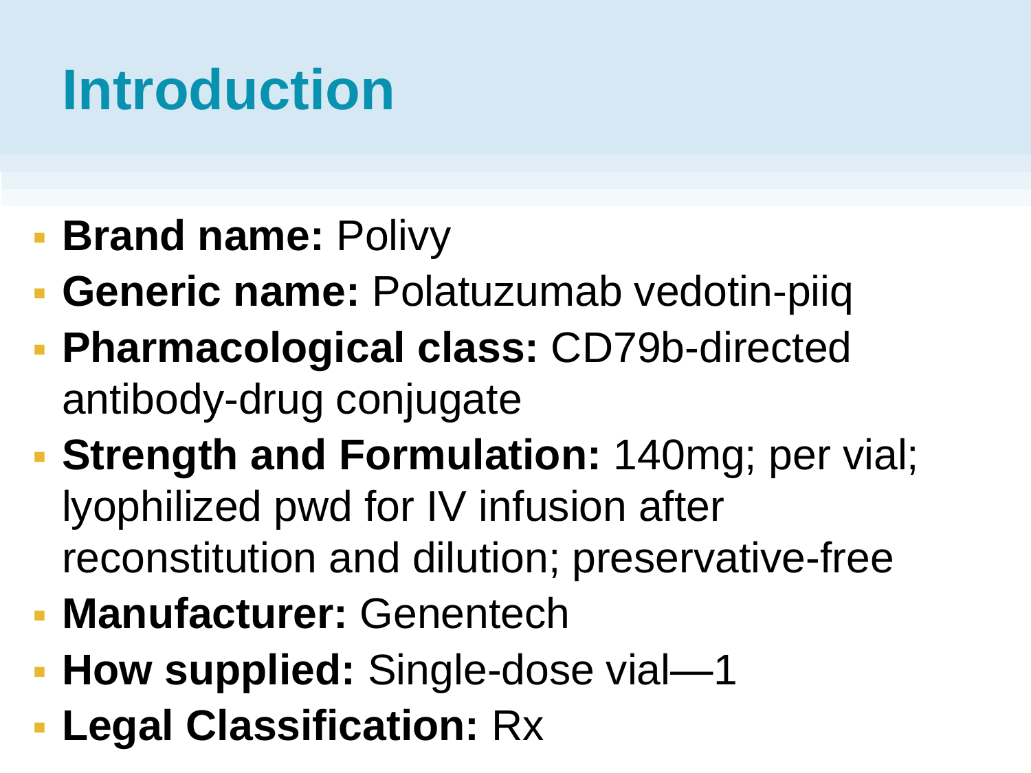# Introduction

- **Brand name:** Polivy
- **Generic name:** Polatuzumab vedotin-piiq
- **Pharmacological class:** CD79b-directed antibody-drug conjugate
- **Strength and Formulation:** 140mg; per vial; lyophilized pwd for IV infusion after reconstitution and dilution; preservative-free
- **Manufacturer:** Genentech
- **How supplied:** Single-dose vial—1
- **Legal Classification:** Rx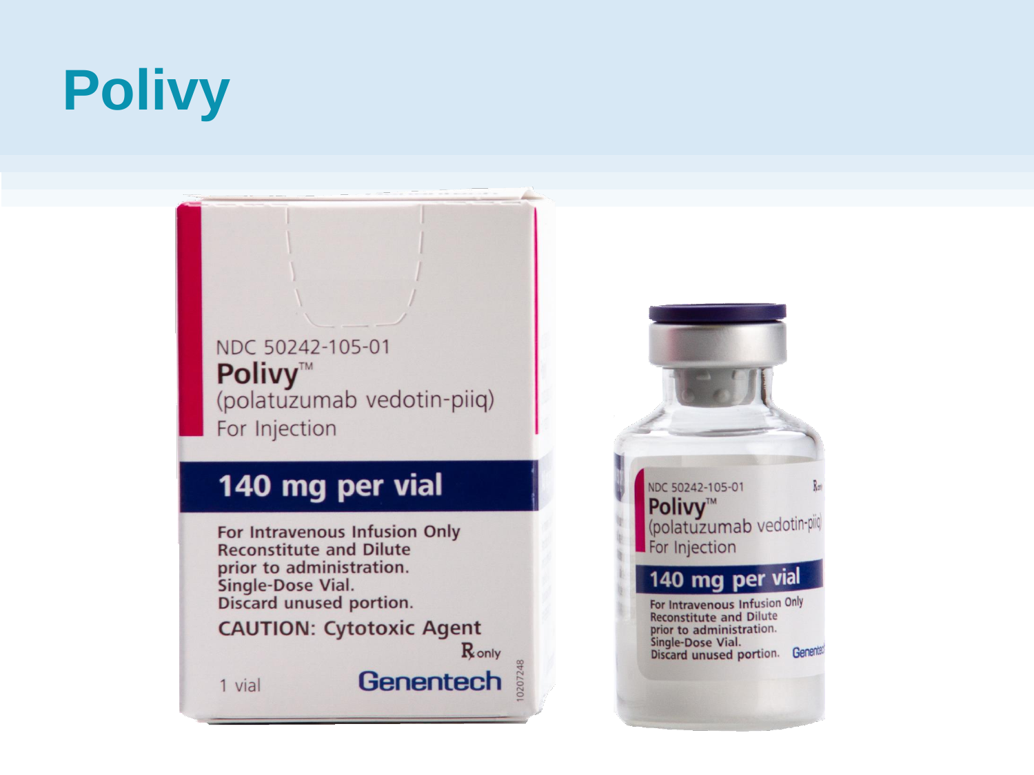# Polivy

NDC 50242-105-01

**Polivy™**

(polatuzumab vedotin-piiq)

For Injection

**140 mg per vial**

**For Intravenous Infusion Only**
**Reconstitute and Dilute prior to administration.**
**Single-Dose Vial.**
**Discard unused portion.**

**CAUTION: Cytotoxic Agent**

℞ only

1 vial

Genentech

10207248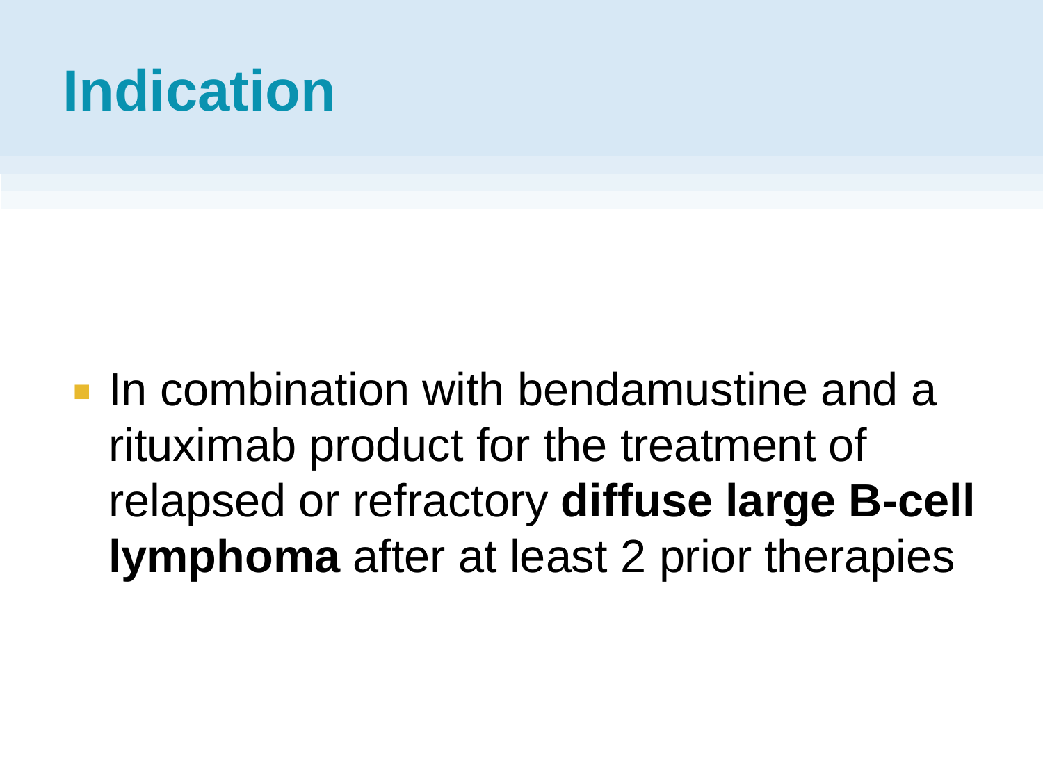# Indication

- In combination with bendamustine and a rituximab product for the treatment of relapsed or refractory **diffuse large B-cell lymphoma** after at least 2 prior therapies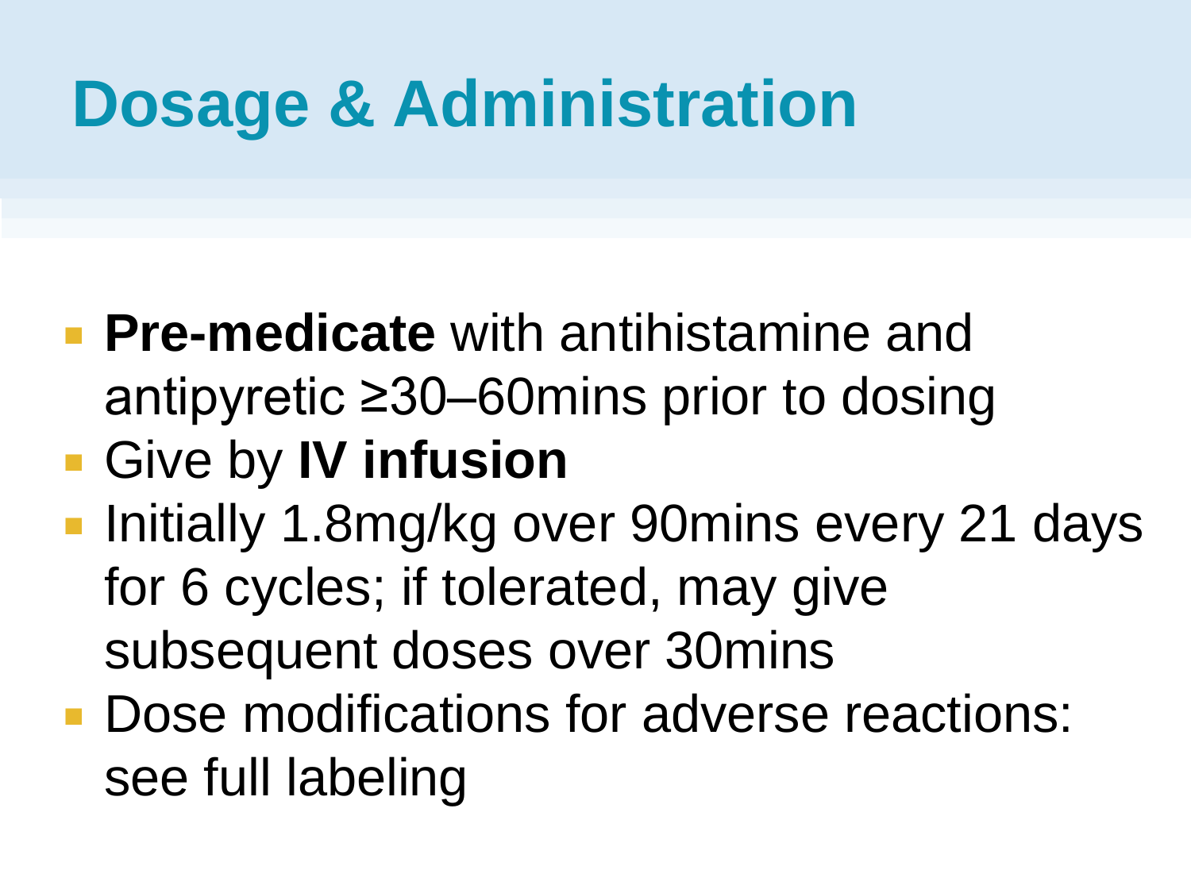# Dosage & Administration

- **Pre-medicate** with antihistamine and antipyretic ≥30–60mins prior to dosing
- Give by **IV infusion**
- Initially 1.8mg/kg over 90mins every 21 days for 6 cycles; if tolerated, may give subsequent doses over 30mins
- Dose modifications for adverse reactions: see full labeling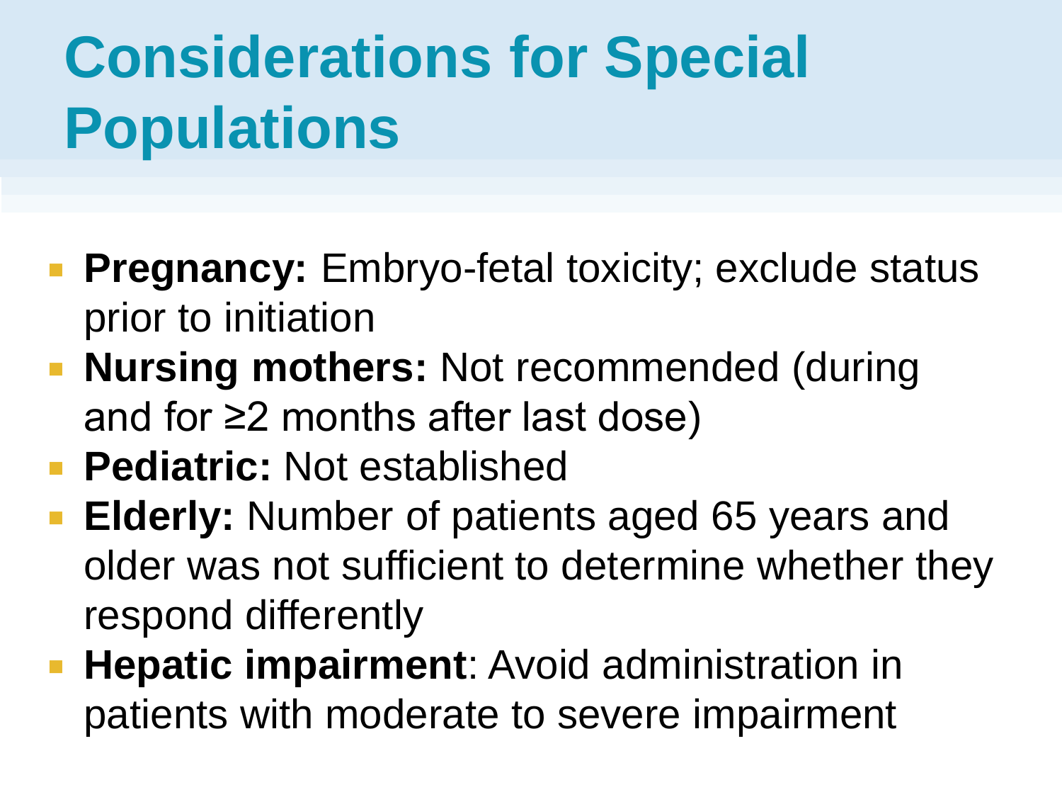# Considerations for Special Populations

- **Pregnancy:** Embryo-fetal toxicity; exclude status prior to initiation
- **Nursing mothers:** Not recommended (during and for ≥2 months after last dose)
- **Pediatric:** Not established
- **Elderly:** Number of patients aged 65 years and older was not sufficient to determine whether they respond differently
- **Hepatic impairment**: Avoid administration in patients with moderate to severe impairment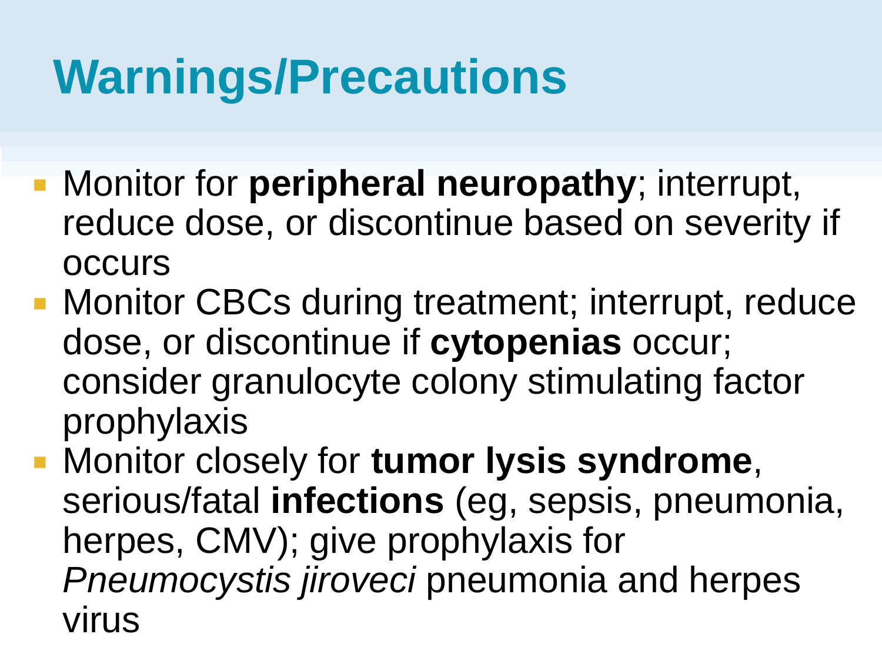# Warnings/Precautions

- Monitor for **peripheral neuropathy**; interrupt, reduce dose, or discontinue based on severity if occurs
- Monitor CBCs during treatment; interrupt, reduce dose, or discontinue if **cytopenias** occur; consider granulocyte colony stimulating factor prophylaxis
- Monitor closely for **tumor lysis syndrome**, serious/fatal **infections** (eg, sepsis, pneumonia, herpes, CMV); give prophylaxis for *Pneumocystis jiroveci* pneumonia and herpes virus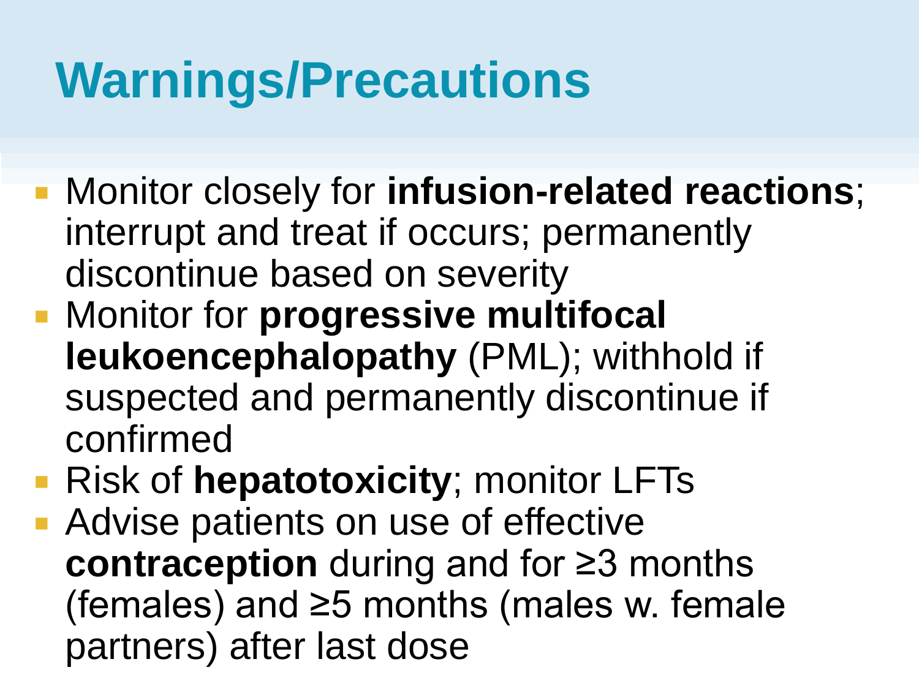# Warnings/Precautions

- Monitor closely for **infusion-related reactions**; interrupt and treat if occurs; permanently discontinue based on severity
- Monitor for **progressive multifocal leukoencephalopathy** (PML); withhold if suspected and permanently discontinue if confirmed
- Risk of **hepatotoxicity**; monitor LFTs
- Advise patients on use of effective **contraception** during and for ≥3 months (females) and ≥5 months (males w. female partners) after last dose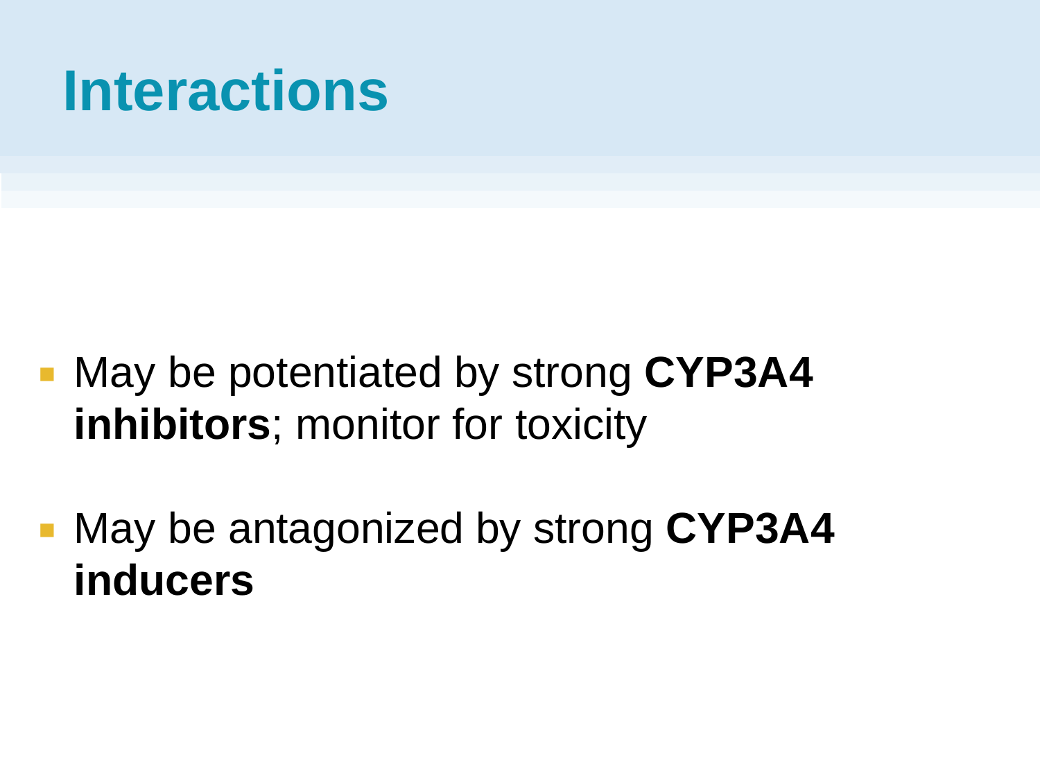# Interactions

- May be potentiated by strong **CYP3A4 inhibitors**; monitor for toxicity
- May be antagonized by strong **CYP3A4 inducers**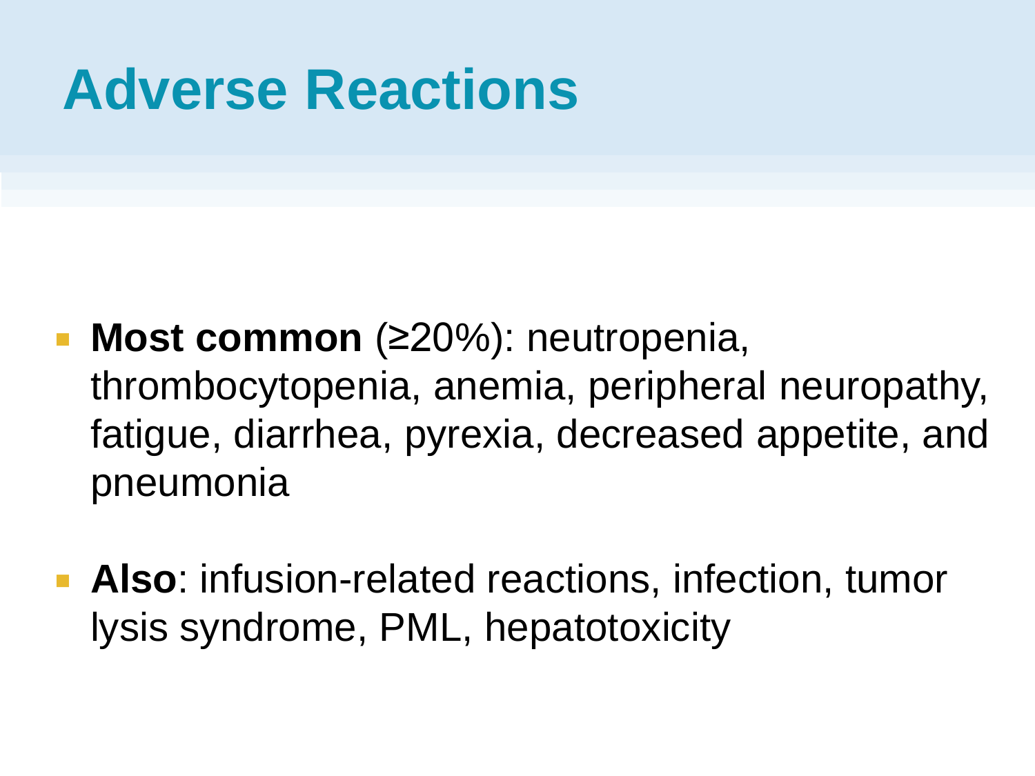# Adverse Reactions

- **Most common** (≥20%): neutropenia, thrombocytopenia, anemia, peripheral neuropathy, fatigue, diarrhea, pyrexia, decreased appetite, and pneumonia
- **Also**: infusion-related reactions, infection, tumor lysis syndrome, PML, hepatotoxicity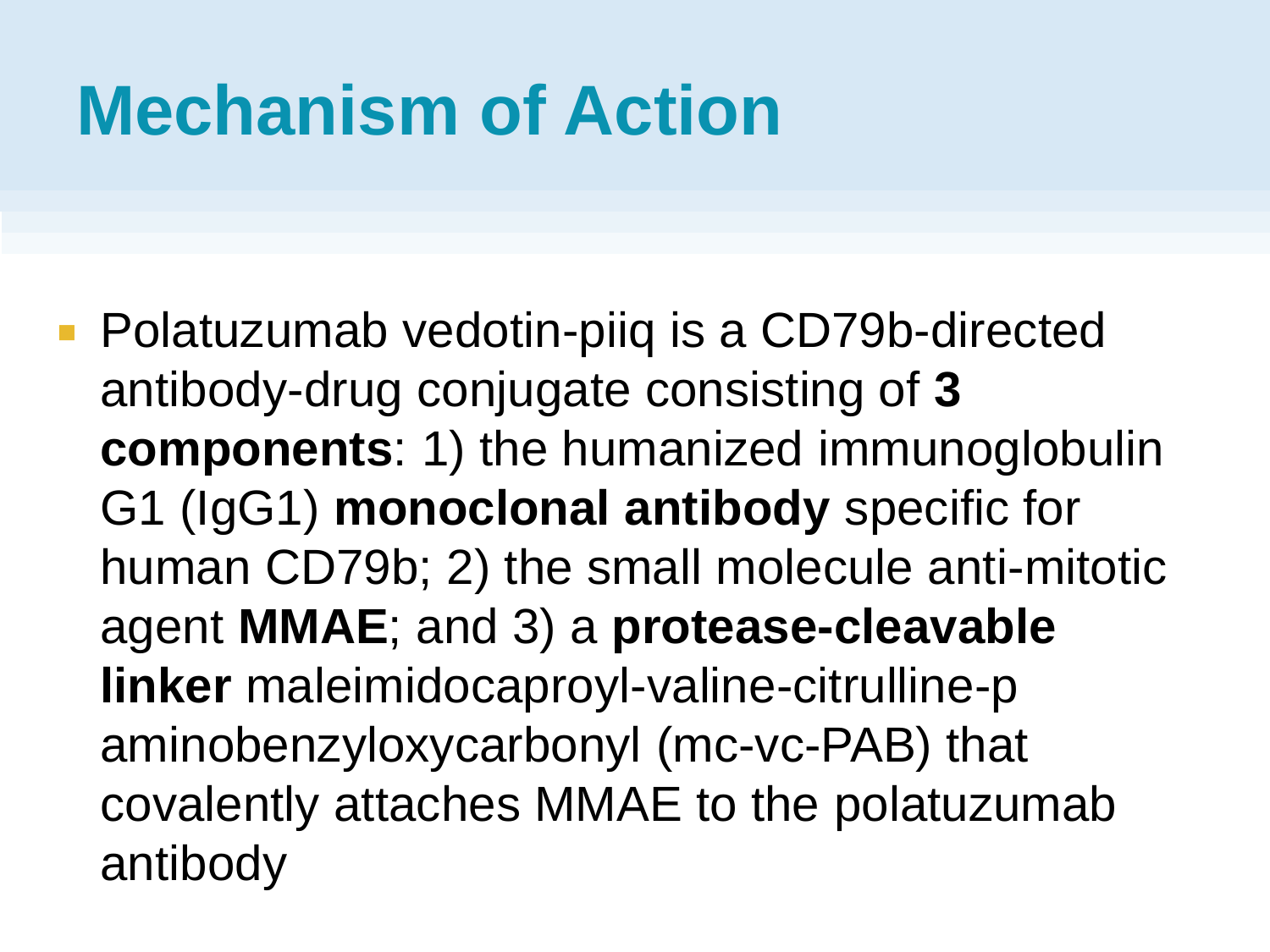# Mechanism of Action

- Polatuzumab vedotin-piiq is a CD79b-directed antibody-drug conjugate consisting of **3 components**: 1) the humanized immunoglobulin G1 (IgG1) **monoclonal antibody** specific for human CD79b; 2) the small molecule anti-mitotic agent **MMAE**; and 3) a **protease-cleavable linker** maleimidocaproyl-valine-citrulline-p aminobenzyloxycarbonyl (mc-vc-PAB) that covalently attaches MMAE to the polatuzumab antibody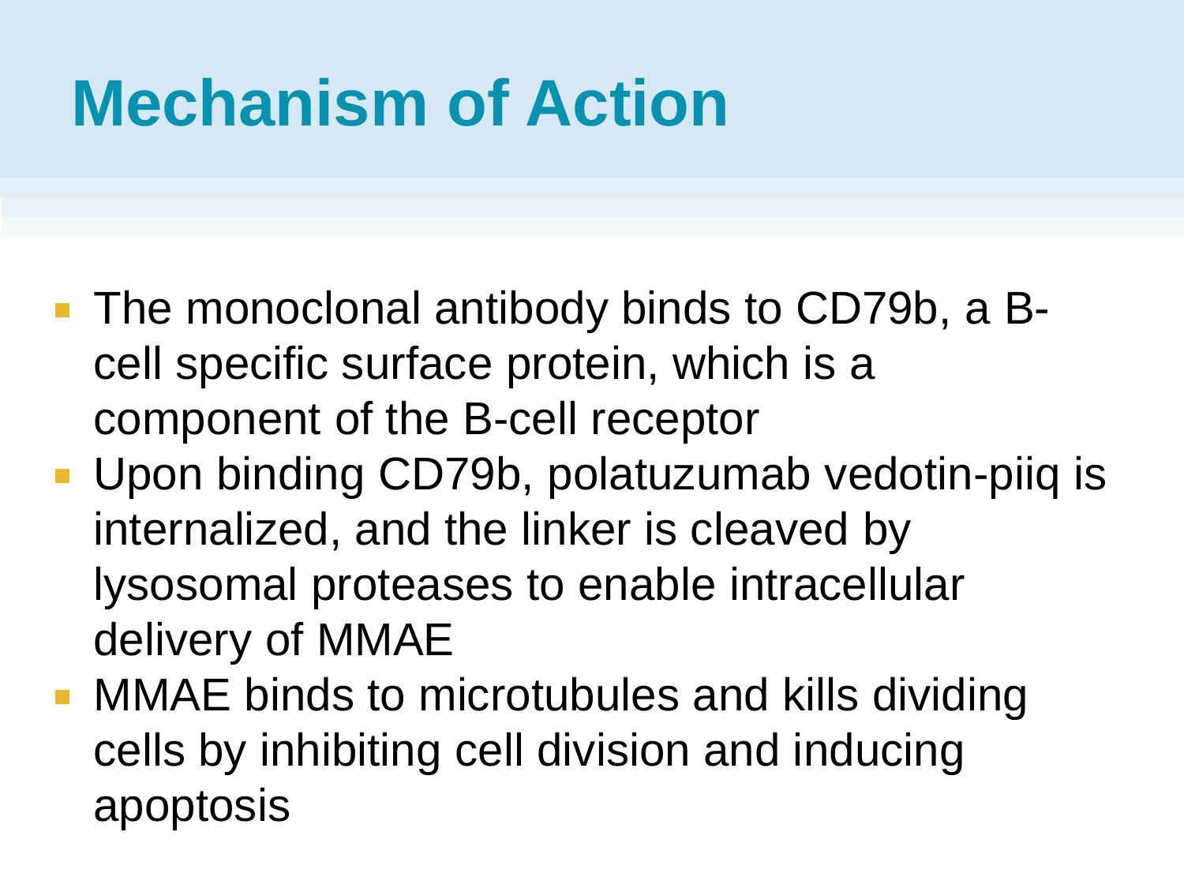# Mechanism of Action

- The monoclonal antibody binds to CD79b, a B-cell specific surface protein, which is a component of the B-cell receptor
- Upon binding CD79b, polatuzumab vedotin-piiq is internalized, and the linker is cleaved by lysosomal proteases to enable intracellular delivery of MMAE
- MMAE binds to microtubules and kills dividing cells by inhibiting cell division and inducing apoptosis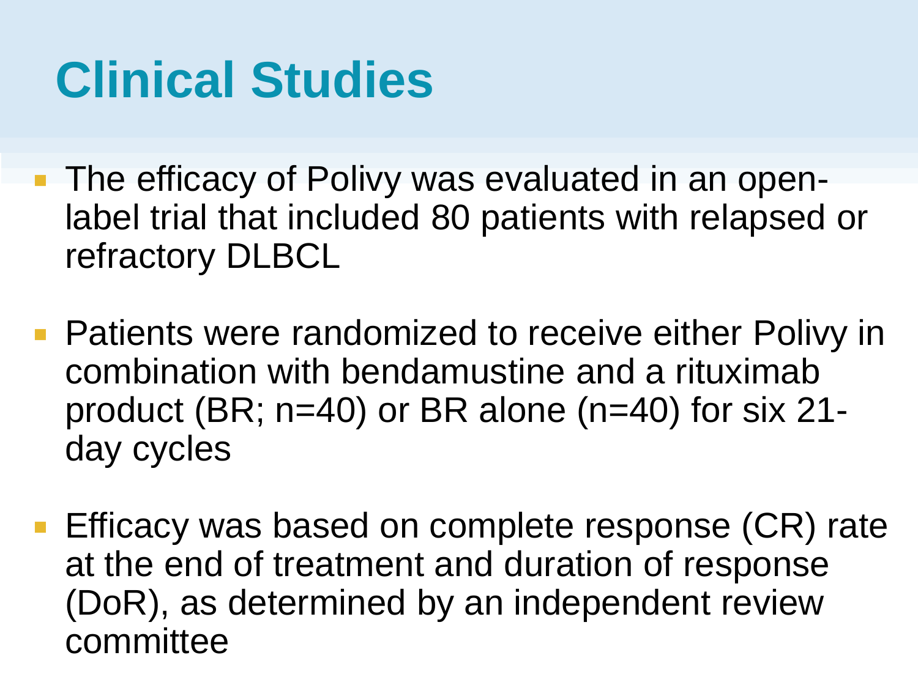# Clinical Studies

- The efficacy of Polivy was evaluated in an open-label trial that included 80 patients with relapsed or refractory DLBCL
- Patients were randomized to receive either Polivy in combination with bendamustine and a rituximab product (BR; n=40) or BR alone (n=40) for six 21-day cycles
- Efficacy was based on complete response (CR) rate at the end of treatment and duration of response (DoR), as determined by an independent review committee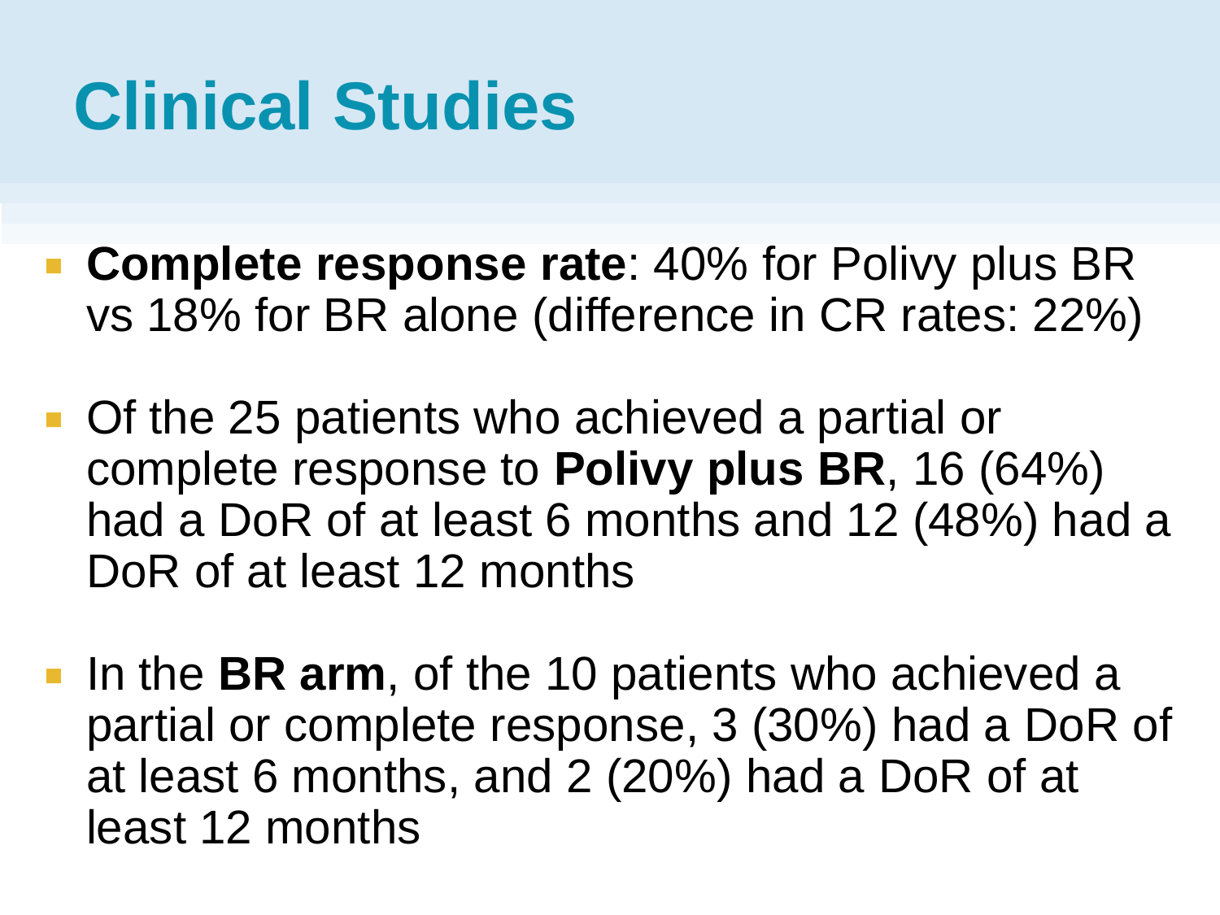# Clinical Studies

- **Complete response rate**: 40% for Polivy plus BR vs 18% for BR alone (difference in CR rates: 22%)
- Of the 25 patients who achieved a partial or complete response to **Polivy plus BR**, 16 (64%) had a DoR of at least 6 months and 12 (48%) had a DoR of at least 12 months
- In the **BR arm**, of the 10 patients who achieved a partial or complete response, 3 (30%) had a DoR of at least 6 months, and 2 (20%) had a DoR of at least 12 months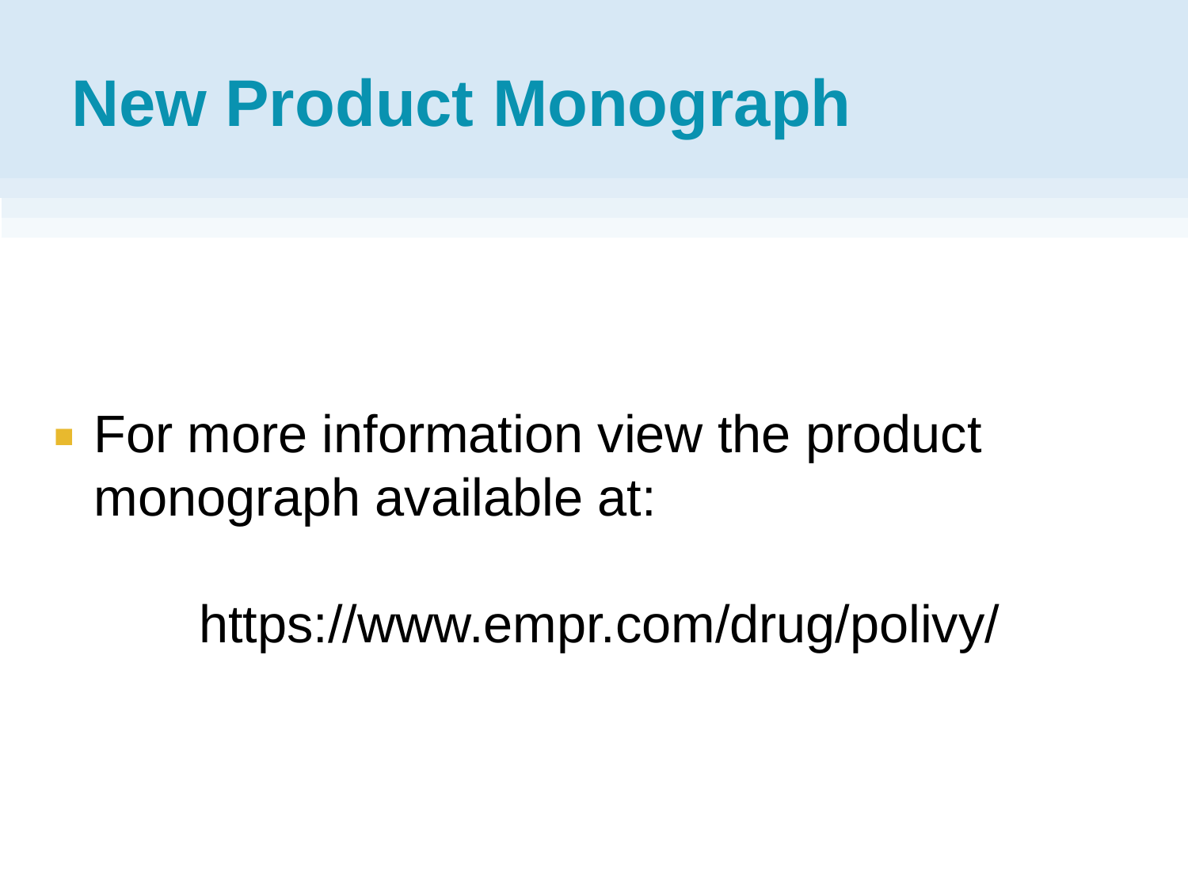# New Product Monograph

- For more information view the product monograph available at:

  https://www.empr.com/drug/polivy/